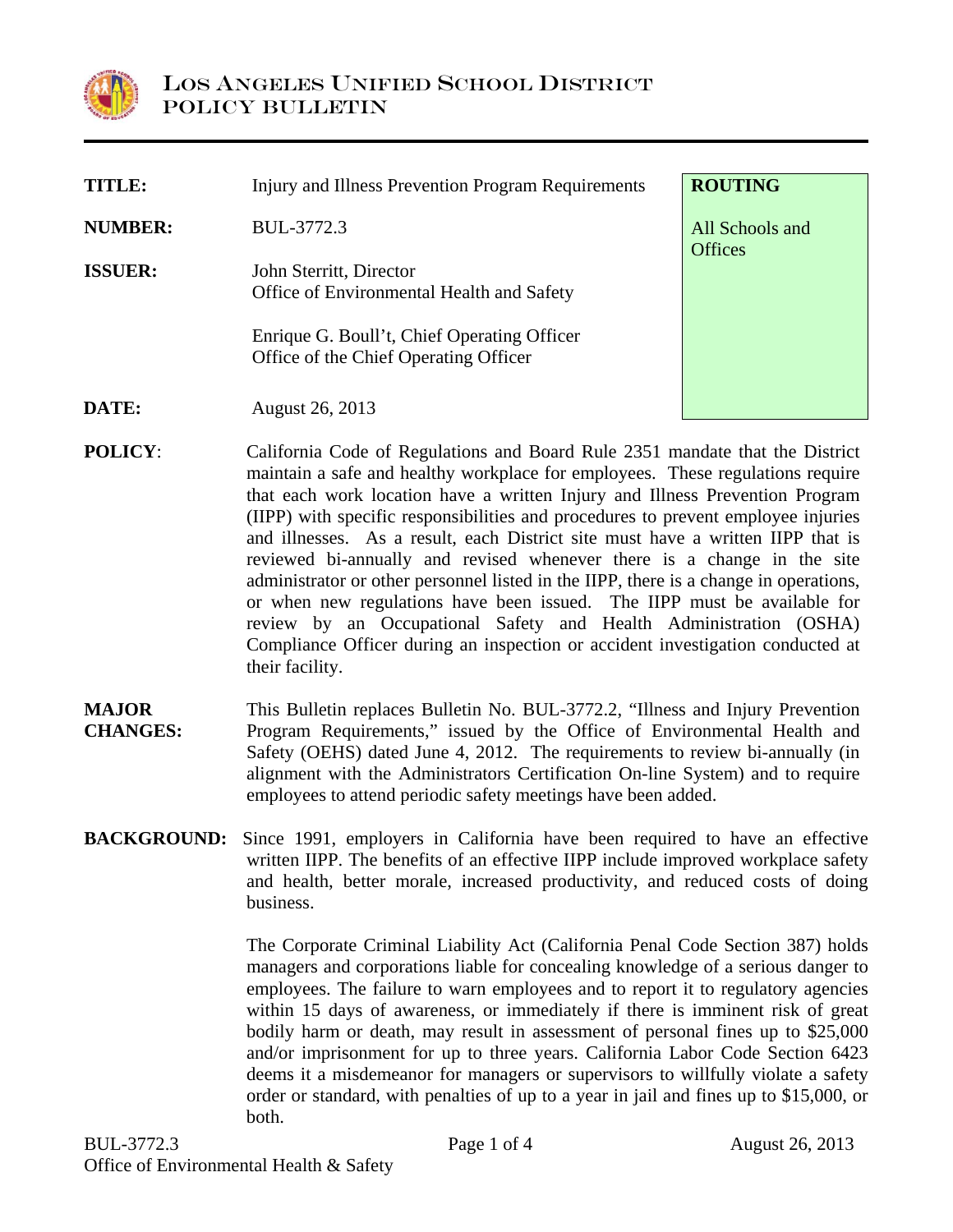# LOS ANGELES UNIFIED SCHOOL DISTRICT
## POLICY BULLETIN

| | | ROUTING |
|---|---|---|
| **TITLE:** | Injury and Illness Prevention Program Requirements | All Schools and Offices |
| **NUMBER:** | BUL-3772.3 | |
| **ISSUER:** | John Sterritt, Director<br>Office of Environmental Health and Safety<br><br>Enrique G. Boull't, Chief Operating Officer<br>Office of the Chief Operating Officer | |
| **DATE:** | August 26, 2013 | |

**POLICY**: California Code of Regulations and Board Rule 2351 mandate that the District maintain a safe and healthy workplace for employees. These regulations require that each work location have a written Injury and Illness Prevention Program (IIPP) with specific responsibilities and procedures to prevent employee injuries and illnesses. As a result, each District site must have a written IIPP that is reviewed bi-annually and revised whenever there is a change in the site administrator or other personnel listed in the IIPP, there is a change in operations, or when new regulations have been issued. The IIPP must be available for review by an Occupational Safety and Health Administration (OSHA) Compliance Officer during an inspection or accident investigation conducted at their facility.

**MAJOR CHANGES:** This Bulletin replaces Bulletin No. BUL-3772.2, "Illness and Injury Prevention Program Requirements," issued by the Office of Environmental Health and Safety (OEHS) dated June 4, 2012. The requirements to review bi-annually (in alignment with the Administrators Certification On-line System) and to require employees to attend periodic safety meetings have been added.

**BACKGROUND:** Since 1991, employers in California have been required to have an effective written IIPP. The benefits of an effective IIPP include improved workplace safety and health, better morale, increased productivity, and reduced costs of doing business.

The Corporate Criminal Liability Act (California Penal Code Section 387) holds managers and corporations liable for concealing knowledge of a serious danger to employees. The failure to warn employees and to report it to regulatory agencies within 15 days of awareness, or immediately if there is imminent risk of great bodily harm or death, may result in assessment of personal fines up to $25,000 and/or imprisonment for up to three years. California Labor Code Section 6423 deems it a misdemeanor for managers or supervisors to willfully violate a safety order or standard, with penalties of up to a year in jail and fines up to $15,000, or both.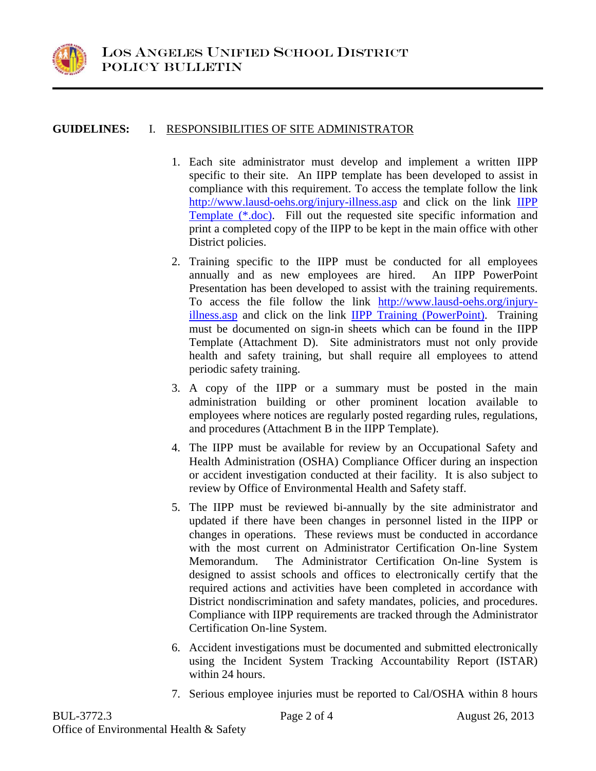**GUIDELINES:** I. RESPONSIBILITIES OF SITE ADMINISTRATOR

1. Each site administrator must develop and implement a written IIPP specific to their site. An IIPP template has been developed to assist in compliance with this requirement. To access the template follow the link http://www.lausd-oehs.org/injury-illness.asp and click on the link IIPP Template (*.doc). Fill out the requested site specific information and print a completed copy of the IIPP to be kept in the main office with other District policies.

2. Training specific to the IIPP must be conducted for all employees annually and as new employees are hired. An IIPP PowerPoint Presentation has been developed to assist with the training requirements. To access the file follow the link http://www.lausd-oehs.org/injury-illness.asp and click on the link IIPP Training (PowerPoint). Training must be documented on sign-in sheets which can be found in the IIPP Template (Attachment D). Site administrators must not only provide health and safety training, but shall require all employees to attend periodic safety training.

3. A copy of the IIPP or a summary must be posted in the main administration building or other prominent location available to employees where notices are regularly posted regarding rules, regulations, and procedures (Attachment B in the IIPP Template).

4. The IIPP must be available for review by an Occupational Safety and Health Administration (OSHA) Compliance Officer during an inspection or accident investigation conducted at their facility. It is also subject to review by Office of Environmental Health and Safety staff.

5. The IIPP must be reviewed bi-annually by the site administrator and updated if there have been changes in personnel listed in the IIPP or changes in operations. These reviews must be conducted in accordance with the most current on Administrator Certification On-line System Memorandum. The Administrator Certification On-line System is designed to assist schools and offices to electronically certify that the required actions and activities have been completed in accordance with District nondiscrimination and safety mandates, policies, and procedures. Compliance with IIPP requirements are tracked through the Administrator Certification On-line System.

6. Accident investigations must be documented and submitted electronically using the Incident System Tracking Accountability Report (ISTAR) within 24 hours.

7. Serious employee injuries must be reported to Cal/OSHA within 8 hours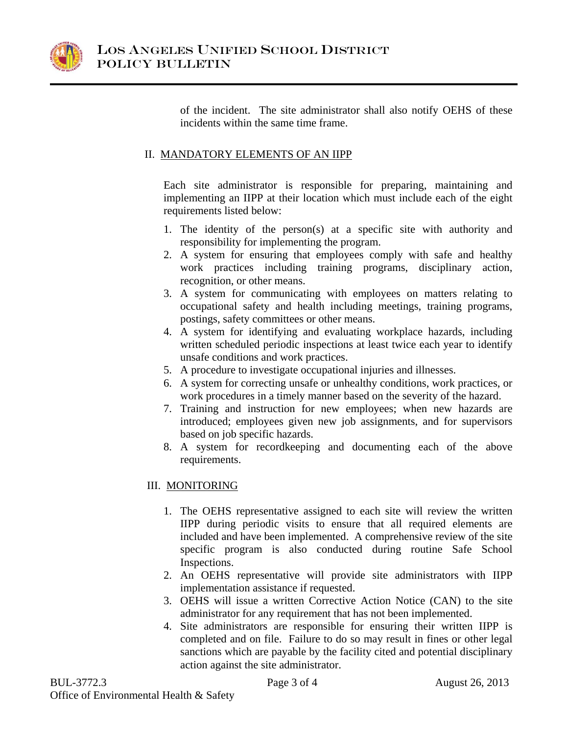of the incident. The site administrator shall also notify OEHS of these incidents within the same time frame.

## II. MANDATORY ELEMENTS OF AN IIPP

Each site administrator is responsible for preparing, maintaining and implementing an IIPP at their location which must include each of the eight requirements listed below:

1. The identity of the person(s) at a specific site with authority and responsibility for implementing the program.
2. A system for ensuring that employees comply with safe and healthy work practices including training programs, disciplinary action, recognition, or other means.
3. A system for communicating with employees on matters relating to occupational safety and health including meetings, training programs, postings, safety committees or other means.
4. A system for identifying and evaluating workplace hazards, including written scheduled periodic inspections at least twice each year to identify unsafe conditions and work practices.
5. A procedure to investigate occupational injuries and illnesses.
6. A system for correcting unsafe or unhealthy conditions, work practices, or work procedures in a timely manner based on the severity of the hazard.
7. Training and instruction for new employees; when new hazards are introduced; employees given new job assignments, and for supervisors based on job specific hazards.
8. A system for recordkeeping and documenting each of the above requirements.

## III. MONITORING

1. The OEHS representative assigned to each site will review the written IIPP during periodic visits to ensure that all required elements are included and have been implemented. A comprehensive review of the site specific program is also conducted during routine Safe School Inspections.
2. An OEHS representative will provide site administrators with IIPP implementation assistance if requested.
3. OEHS will issue a written Corrective Action Notice (CAN) to the site administrator for any requirement that has not been implemented.
4. Site administrators are responsible for ensuring their written IIPP is completed and on file. Failure to do so may result in fines or other legal sanctions which are payable by the facility cited and potential disciplinary action against the site administrator.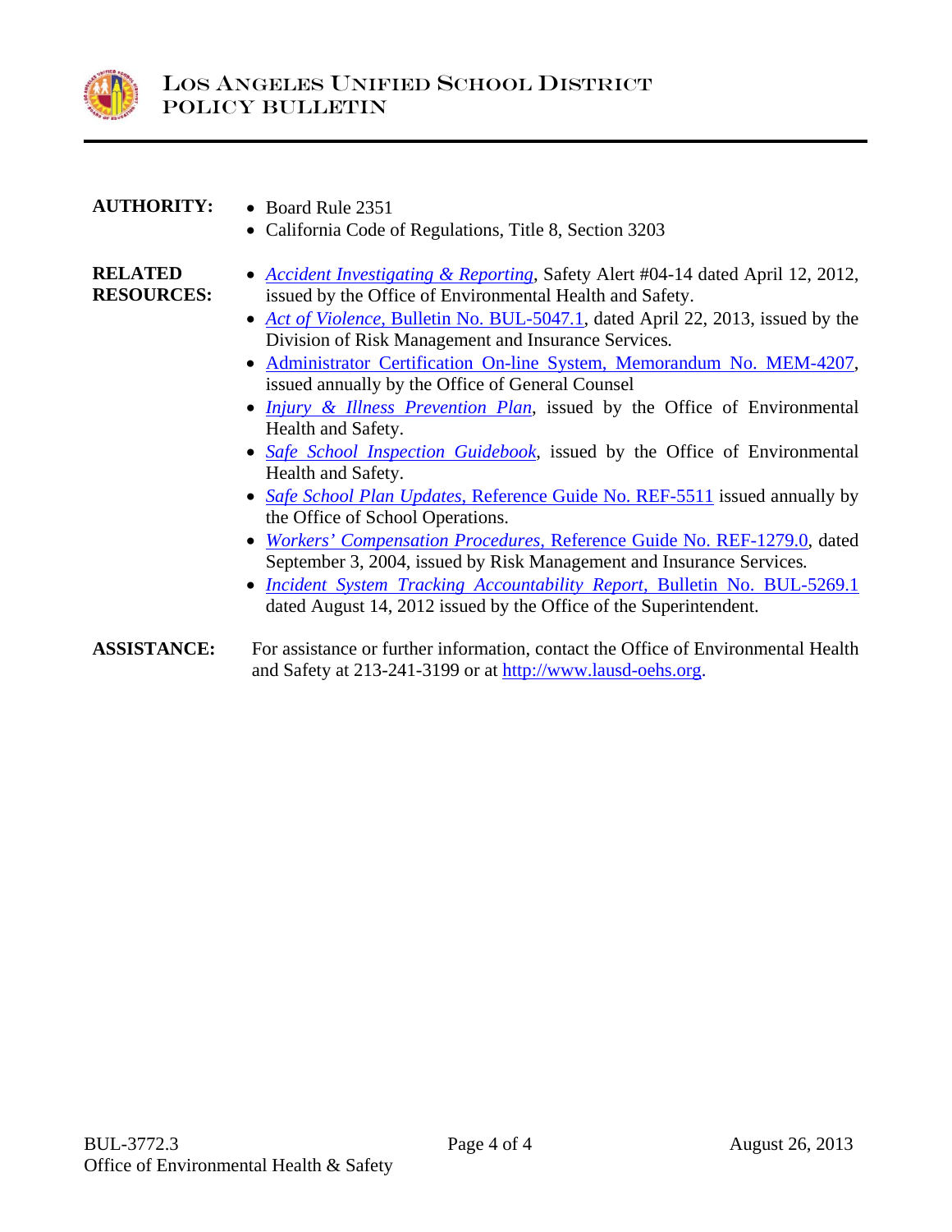**AUTHORITY:**

- Board Rule 2351
- California Code of Regulations, Title 8, Section 3203

**RELATED RESOURCES:**

- *Accident Investigating & Reporting*, Safety Alert #04-14 dated April 12, 2012, issued by the Office of Environmental Health and Safety.
- *Act of Violence*, Bulletin No. BUL-5047.1, dated April 22, 2013, issued by the Division of Risk Management and Insurance Services.
- Administrator Certification On-line System, Memorandum No. MEM-4207, issued annually by the Office of General Counsel
- *Injury & Illness Prevention Plan*, issued by the Office of Environmental Health and Safety.
- *Safe School Inspection Guidebook*, issued by the Office of Environmental Health and Safety.
- *Safe School Plan Updates*, Reference Guide No. REF-5511 issued annually by the Office of School Operations.
- *Workers' Compensation Procedures*, Reference Guide No. REF-1279.0, dated September 3, 2004, issued by Risk Management and Insurance Services.
- *Incident System Tracking Accountability Report*, Bulletin No. BUL-5269.1 dated August 14, 2012 issued by the Office of the Superintendent.

**ASSISTANCE:**

For assistance or further information, contact the Office of Environmental Health and Safety at 213-241-3199 or at http://www.lausd-oehs.org.